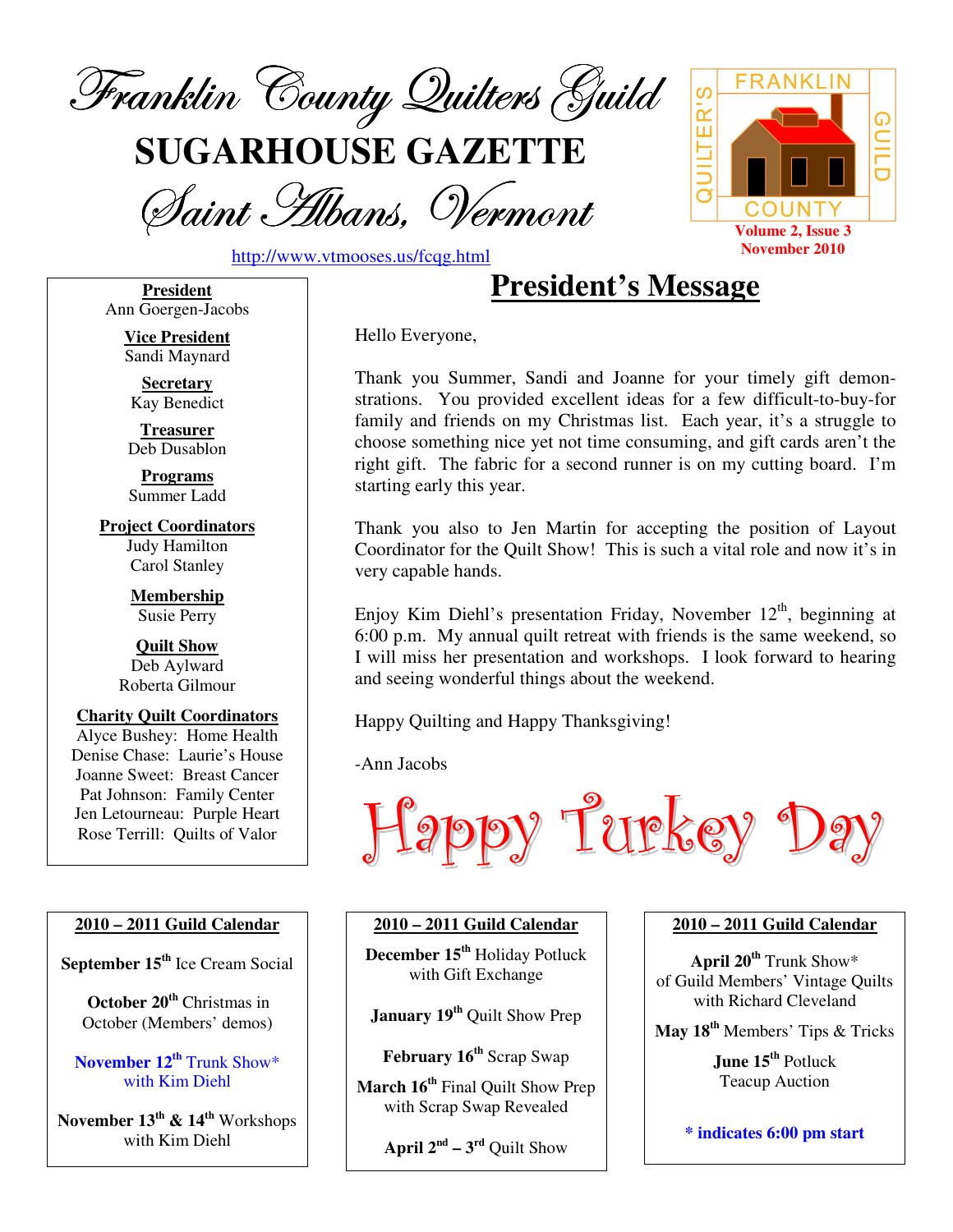# Franklin County Quilters Guild

# SUGARHOUSE GAZETTE

## Saint Albans, Vermont

http://www.vtmooses.us/fcqg.html

FRANKLIN QUILTER'S COUNTY GUILD

Volume 2, Issue 3
November 2010

**President**
Ann Goergen-Jacobs

**Vice President**
Sandi Maynard

**Secretary**
Kay Benedict

**Treasurer**
Deb Dusablon

**Programs**
Summer Ladd

**Project Coordinators**
Judy Hamilton
Carol Stanley

**Membership**
Susie Perry

**Quilt Show**
Deb Aylward
Roberta Gilmour

**Charity Quilt Coordinators**
Alyce Bushey: Home Health
Denise Chase: Laurie's House
Joanne Sweet: Breast Cancer
Pat Johnson: Family Center
Jen Letourneau: Purple Heart
Rose Terrill: Quilts of Valor

## President's Message

Hello Everyone,

Thank you Summer, Sandi and Joanne for your timely gift demonstrations. You provided excellent ideas for a few difficult-to-buy-for family and friends on my Christmas list. Each year, it's a struggle to choose something nice yet not time consuming, and gift cards aren't the right gift. The fabric for a second runner is on my cutting board. I'm starting early this year.

Thank you also to Jen Martin for accepting the position of Layout Coordinator for the Quilt Show! This is such a vital role and now it's in very capable hands.

Enjoy Kim Diehl's presentation Friday, November 12th, beginning at 6:00 p.m. My annual quilt retreat with friends is the same weekend, so I will miss her presentation and workshops. I look forward to hearing and seeing wonderful things about the weekend.

Happy Quilting and Happy Thanksgiving!

-Ann Jacobs

Happy Turkey Day

### 2010 – 2011 Guild Calendar

**September 15th** Ice Cream Social

**October 20th** Christmas in October (Members' demos)

**November 12th** Trunk Show* with Kim Diehl

**November 13th & 14th** Workshops with Kim Diehl

**December 15th** Holiday Potluck with Gift Exchange

**January 19th** Quilt Show Prep

**February 16th** Scrap Swap

**March 16th** Final Quilt Show Prep with Scrap Swap Revealed

**April 2nd – 3rd** Quilt Show

**April 20th** Trunk Show* of Guild Members' Vintage Quilts with Richard Cleveland

**May 18th** Members' Tips & Tricks

**June 15th** Potluck Teacup Auction

**\* indicates 6:00 pm start**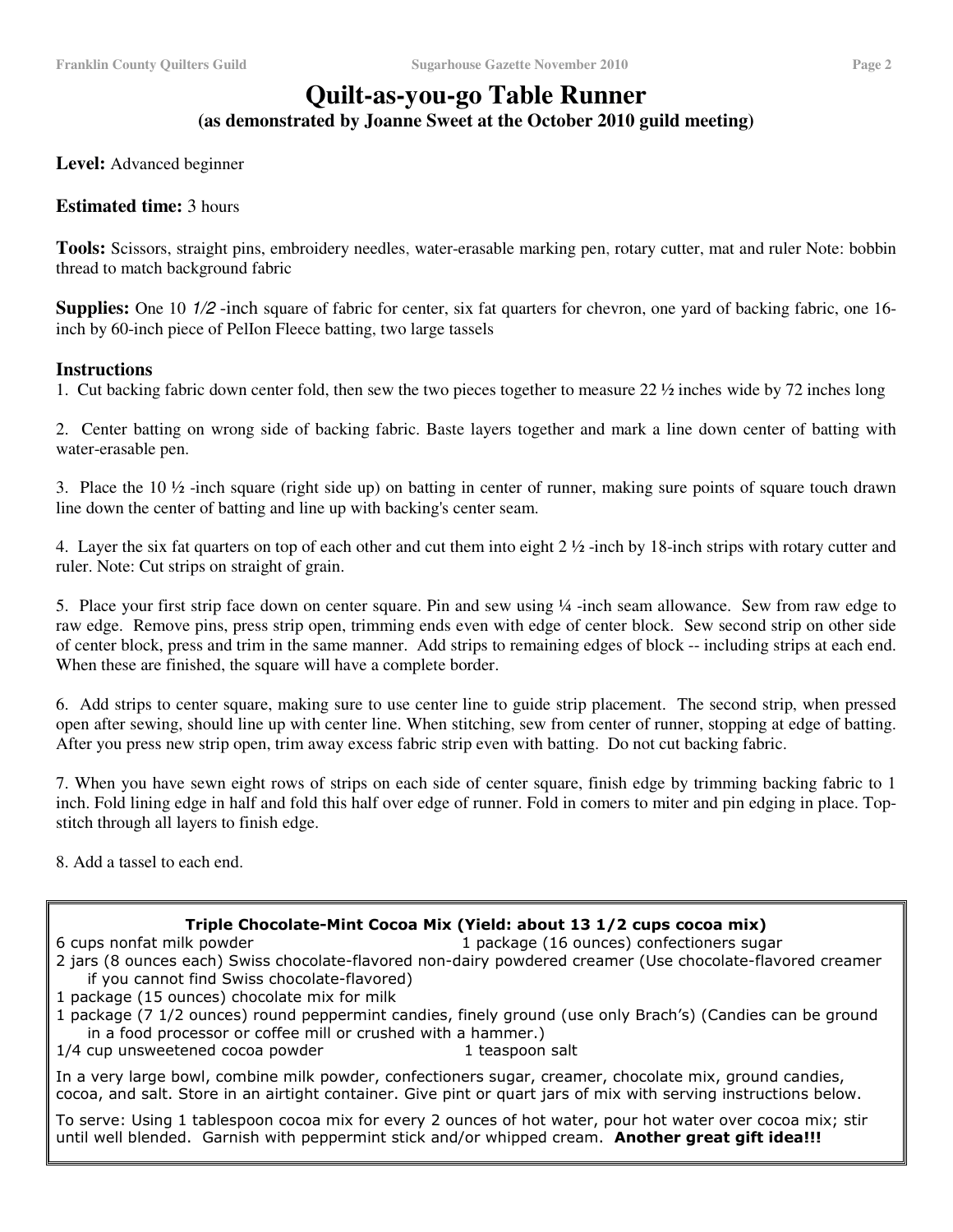# Quilt-as-you-go Table Runner

**(as demonstrated by Joanne Sweet at the October 2010 guild meeting)**

**Level:** Advanced beginner

**Estimated time:** 3 hours

**Tools:** Scissors, straight pins, embroidery needles, water-erasable marking pen, rotary cutter, mat and ruler Note: bobbin thread to match background fabric

**Supplies:** One 10 *1/2* -inch square of fabric for center, six fat quarters for chevron, one yard of backing fabric, one 16-inch by 60-inch piece of PelIon Fleece batting, two large tassels

## Instructions

1. Cut backing fabric down center fold, then sew the two pieces together to measure 22 ½ inches wide by 72 inches long

2. Center batting on wrong side of backing fabric. Baste layers together and mark a line down center of batting with water-erasable pen.

3. Place the 10 ½ -inch square (right side up) on batting in center of runner, making sure points of square touch drawn line down the center of batting and line up with backing's center seam.

4. Layer the six fat quarters on top of each other and cut them into eight 2 ½ -inch by 18-inch strips with rotary cutter and ruler. Note: Cut strips on straight of grain.

5. Place your first strip face down on center square. Pin and sew using ¼ -inch seam allowance. Sew from raw edge to raw edge. Remove pins, press strip open, trimming ends even with edge of center block. Sew second strip on other side of center block, press and trim in the same manner. Add strips to remaining edges of block -- including strips at each end. When these are finished, the square will have a complete border.

6. Add strips to center square, making sure to use center line to guide strip placement. The second strip, when pressed open after sewing, should line up with center line. When stitching, sew from center of runner, stopping at edge of batting. After you press new strip open, trim away excess fabric strip even with batting. Do not cut backing fabric.

7. When you have sewn eight rows of strips on each side of center square, finish edge by trimming backing fabric to 1 inch. Fold lining edge in half and fold this half over edge of runner. Fold in comers to miter and pin edging in place. Top-stitch through all layers to finish edge.

8. Add a tassel to each end.

---

**Triple Chocolate-Mint Cocoa Mix (Yield: about 13 1/2 cups cocoa mix)**

- 6 cups nonfat milk powder
- 1 package (16 ounces) confectioners sugar
- 2 jars (8 ounces each) Swiss chocolate-flavored non-dairy powdered creamer (Use chocolate-flavored creamer if you cannot find Swiss chocolate-flavored)
- 1 package (15 ounces) chocolate mix for milk
- 1 package (7 1/2 ounces) round peppermint candies, finely ground (use only Brach's) (Candies can be ground in a food processor or coffee mill or crushed with a hammer.)
- 1/4 cup unsweetened cocoa powder
- 1 teaspoon salt

In a very large bowl, combine milk powder, confectioners sugar, creamer, chocolate mix, ground candies, cocoa, and salt. Store in an airtight container. Give pint or quart jars of mix with serving instructions below.

To serve: Using 1 tablespoon cocoa mix for every 2 ounces of hot water, pour hot water over cocoa mix; stir until well blended. Garnish with peppermint stick and/or whipped cream. **Another great gift idea!!!**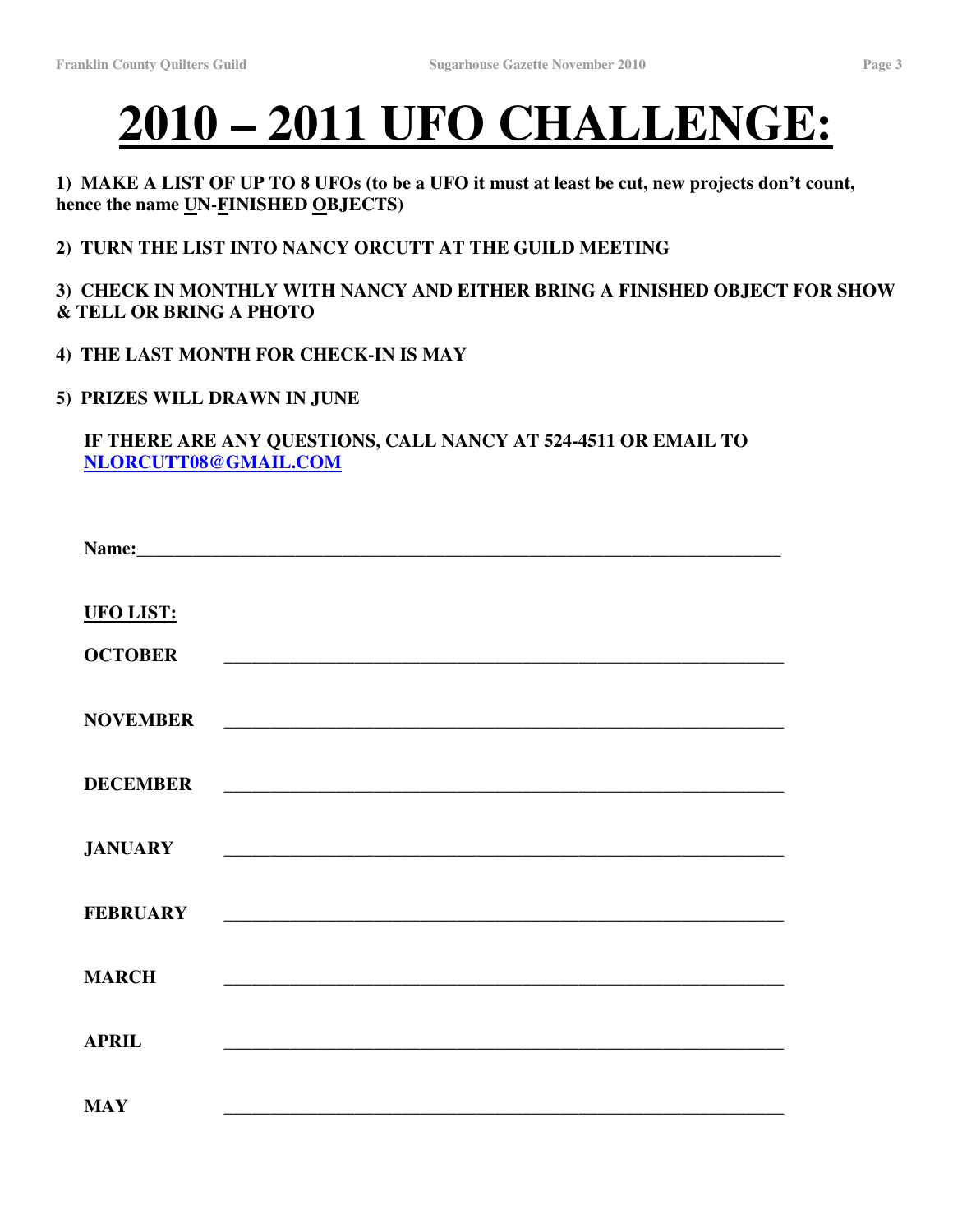# 2010 – 2011 UFO CHALLENGE:

**1) MAKE A LIST OF UP TO 8 UFOs (to be a UFO it must at least be cut, new projects don't count, hence the name UN-FINISHED OBJECTS)**

**2) TURN THE LIST INTO NANCY ORCUTT AT THE GUILD MEETING**

**3) CHECK IN MONTHLY WITH NANCY AND EITHER BRING A FINISHED OBJECT FOR SHOW & TELL OR BRING A PHOTO**

**4) THE LAST MONTH FOR CHECK-IN IS MAY**

**5) PRIZES WILL DRAWN IN JUNE**

**IF THERE ARE ANY QUESTIONS, CALL NANCY AT 524-4511 OR EMAIL TO NLORCUTT08@GMAIL.COM**

**Name:**_______________________________________________

**UFO LIST:**

**OCTOBER** _______________________________________________

**NOVEMBER** _______________________________________________

**DECEMBER** _______________________________________________

**JANUARY** _______________________________________________

**FEBRUARY** _______________________________________________

**MARCH** _______________________________________________

**APRIL** _______________________________________________

**MAY** _______________________________________________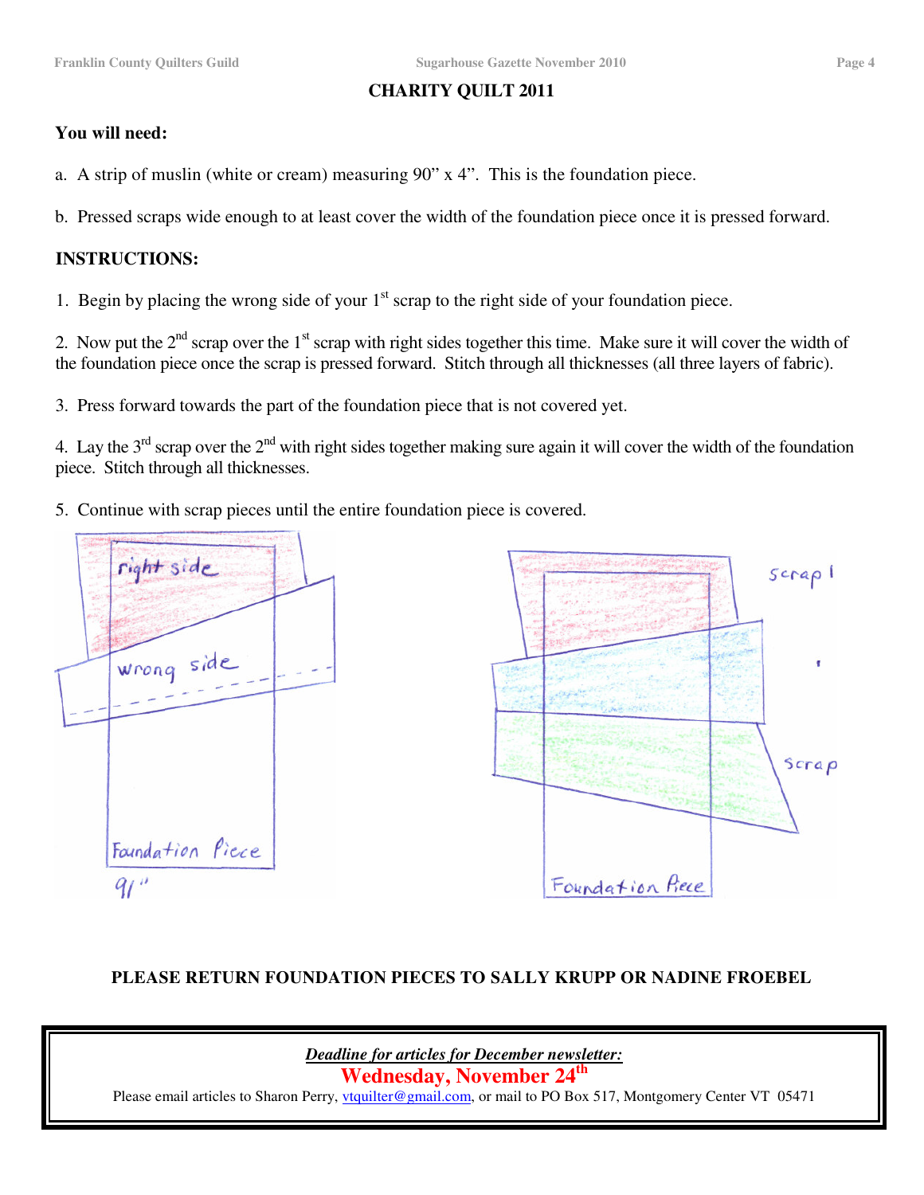## CHARITY QUILT 2011

**You will need:**

a. A strip of muslin (white or cream) measuring 90" x 4". This is the foundation piece.

b. Pressed scraps wide enough to at least cover the width of the foundation piece once it is pressed forward.

**INSTRUCTIONS:**

1. Begin by placing the wrong side of your 1st scrap to the right side of your foundation piece.

2. Now put the 2nd scrap over the 1st scrap with right sides together this time. Make sure it will cover the width of the foundation piece once the scrap is pressed forward. Stitch through all thicknesses (all three layers of fabric).

3. Press forward towards the part of the foundation piece that is not covered yet.

4. Lay the 3rd scrap over the 2nd with right sides together making sure again it will cover the width of the foundation piece. Stitch through all thicknesses.

5. Continue with scrap pieces until the entire foundation piece is covered.

**PLEASE RETURN FOUNDATION PIECES TO SALLY KRUPP OR NADINE FROEBEL**

***Deadline for articles for December newsletter:***

**Wednesday, November 24th**

Please email articles to Sharon Perry, vtquilter@gmail.com, or mail to PO Box 517, Montgomery Center VT 05471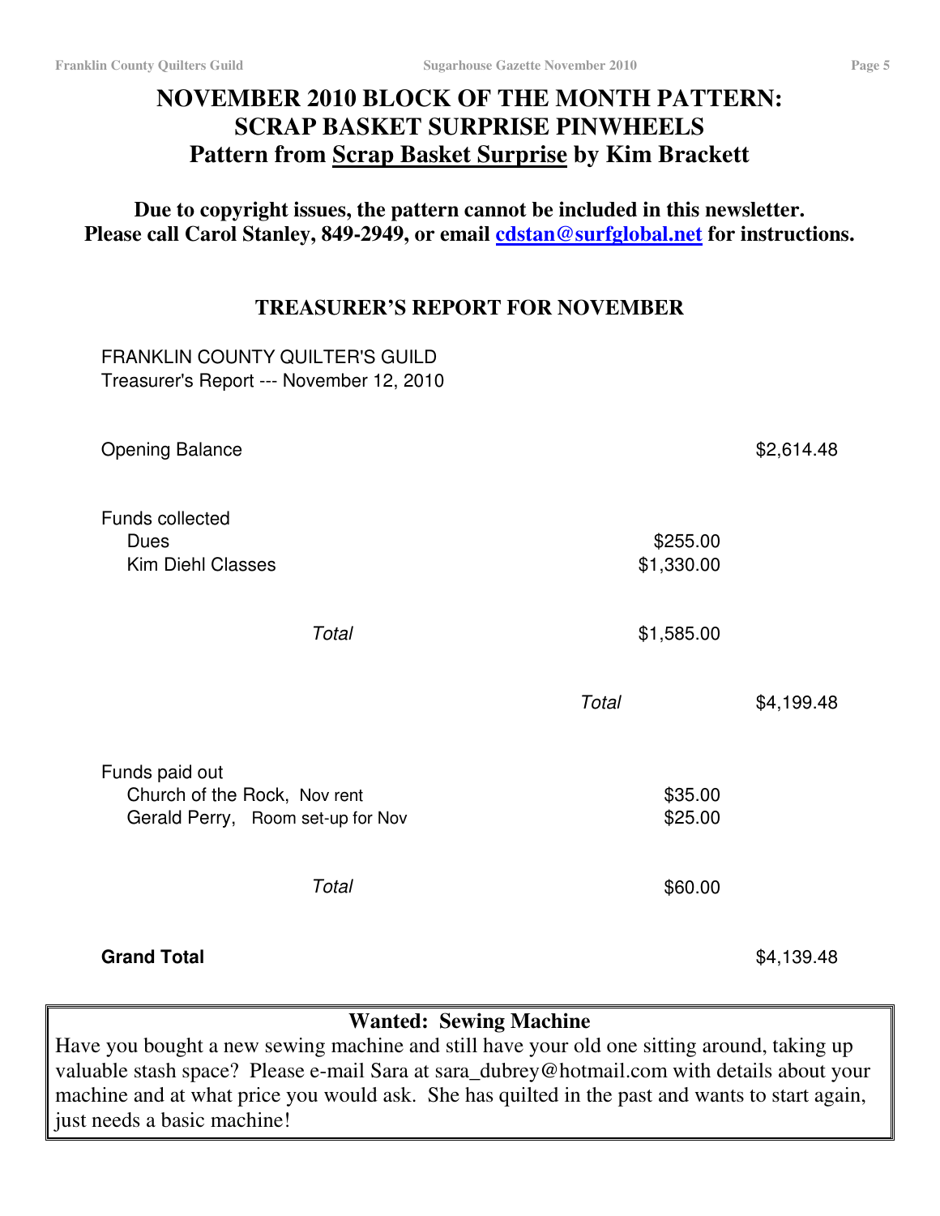# NOVEMBER 2010 BLOCK OF THE MONTH PATTERN: SCRAP BASKET SURPRISE PINWHEELS

## Pattern from Scrap Basket Surprise by Kim Brackett

**Due to copyright issues, the pattern cannot be included in this newsletter. Please call Carol Stanley, 849-2949, or email cdstan@surfglobal.net for instructions.**

## TREASURER'S REPORT FOR NOVEMBER

FRANKLIN COUNTY QUILTER'S GUILD
Treasurer's Report --- November 12, 2010

| | | |
|---|---|---|
| Opening Balance | | $2,614.48 |
| Funds collected | | |
| Dues | $255.00 | |
| Kim Diehl Classes | $1,330.00 | |
| *Total* | $1,585.00 | |
| *Total* | | $4,199.48 |
| Funds paid out | | |
| Church of the Rock, Nov rent | $35.00 | |
| Gerald Perry, Room set-up for Nov | $25.00 | |
| *Total* | $60.00 | |
| **Grand Total** | | $4,139.48 |

**Wanted: Sewing Machine**

Have you bought a new sewing machine and still have your old one sitting around, taking up valuable stash space? Please e-mail Sara at sara_dubrey@hotmail.com with details about your machine and at what price you would ask. She has quilted in the past and wants to start again, just needs a basic machine!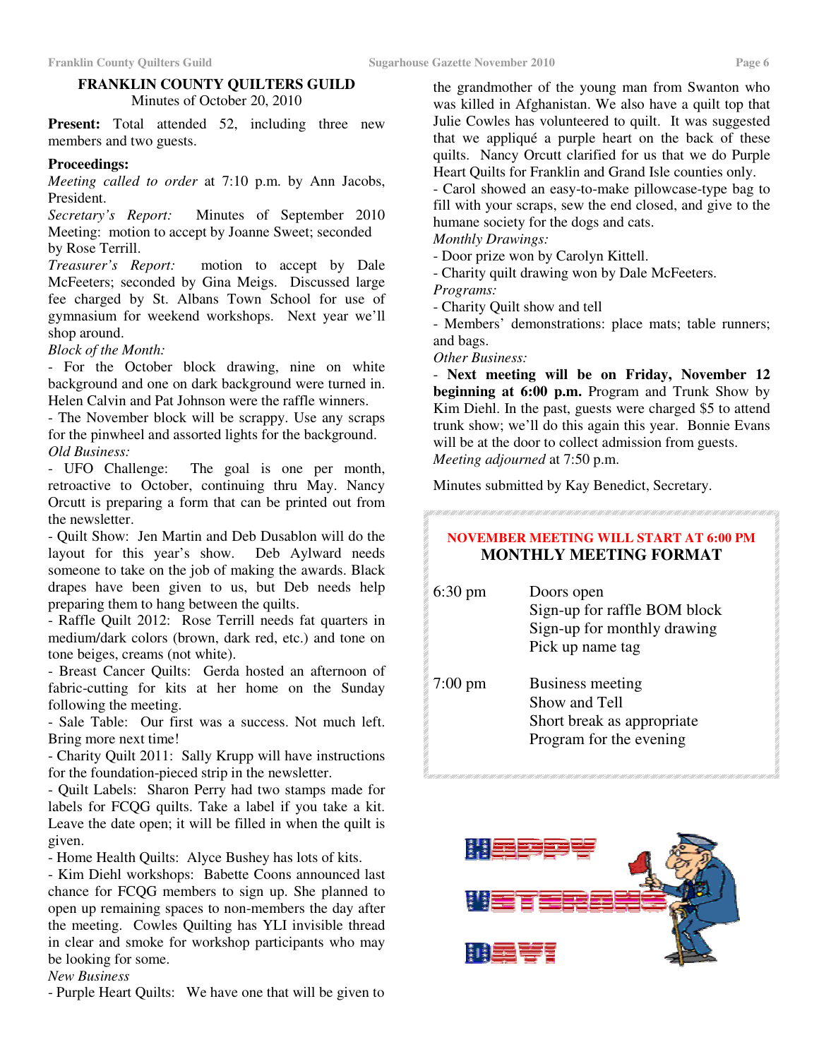## FRANKLIN COUNTY QUILTERS GUILD

Minutes of October 20, 2010

**Present:** Total attended 52, including three new members and two guests.

**Proceedings:**

*Meeting called to order* at 7:10 p.m. by Ann Jacobs, President.

*Secretary's Report:* Minutes of September 2010 Meeting: motion to accept by Joanne Sweet; seconded by Rose Terrill.

*Treasurer's Report:* motion to accept by Dale McFeeters; seconded by Gina Meigs. Discussed large fee charged by St. Albans Town School for use of gymnasium for weekend workshops. Next year we'll shop around.

*Block of the Month:*

- For the October block drawing, nine on white background and one on dark background were turned in. Helen Calvin and Pat Johnson were the raffle winners.
- The November block will be scrappy. Use any scraps for the pinwheel and assorted lights for the background.

*Old Business:*

- UFO Challenge: The goal is one per month, retroactive to October, continuing thru May. Nancy Orcutt is preparing a form that can be printed out from the newsletter.
- Quilt Show: Jen Martin and Deb Dusablon will do the layout for this year's show. Deb Aylward needs someone to take on the job of making the awards. Black drapes have been given to us, but Deb needs help preparing them to hang between the quilts.
- Raffle Quilt 2012: Rose Terrill needs fat quarters in medium/dark colors (brown, dark red, etc.) and tone on tone beiges, creams (not white).
- Breast Cancer Quilts: Gerda hosted an afternoon of fabric-cutting for kits at her home on the Sunday following the meeting.
- Sale Table: Our first was a success. Not much left. Bring more next time!
- Charity Quilt 2011: Sally Krupp will have instructions for the foundation-pieced strip in the newsletter.
- Quilt Labels: Sharon Perry had two stamps made for labels for FCQG quilts. Take a label if you take a kit. Leave the date open; it will be filled in when the quilt is given.
- Home Health Quilts: Alyce Bushey has lots of kits.
- Kim Diehl workshops: Babette Coons announced last chance for FCQG members to sign up. She planned to open up remaining spaces to non-members the day after the meeting. Cowles Quilting has YLI invisible thread in clear and smoke for workshop participants who may be looking for some.

*New Business*

- Purple Heart Quilts: We have one that will be given to the grandmother of the young man from Swanton who was killed in Afghanistan. We also have a quilt top that Julie Cowles has volunteered to quilt. It was suggested that we appliqué a purple heart on the back of these quilts. Nancy Orcutt clarified for us that we do Purple Heart Quilts for Franklin and Grand Isle counties only.
- Carol showed an easy-to-make pillowcase-type bag to fill with your scraps, sew the end closed, and give to the humane society for the dogs and cats.

*Monthly Drawings:*

- Door prize won by Carolyn Kittell.
- Charity quilt drawing won by Dale McFeeters.

*Programs:*

- Charity Quilt show and tell
- Members' demonstrations: place mats; table runners; and bags.

*Other Business:*

- **Next meeting will be on Friday, November 12 beginning at 6:00 p.m.** Program and Trunk Show by Kim Diehl. In the past, guests were charged $5 to attend trunk show; we'll do this again this year. Bonnie Evans will be at the door to collect admission from guests.

*Meeting adjourned* at 7:50 p.m.

Minutes submitted by Kay Benedict, Secretary.

**NOVEMBER MEETING WILL START AT 6:00 PM**

### MONTHLY MEETING FORMAT

| | |
|---|---|
| 6:30 pm | Doors open<br>Sign-up for raffle BOM block<br>Sign-up for monthly drawing<br>Pick up name tag |
| 7:00 pm | Business meeting<br>Show and Tell<br>Short break as appropriate<br>Program for the evening |

HAPPY VETERANS DAY!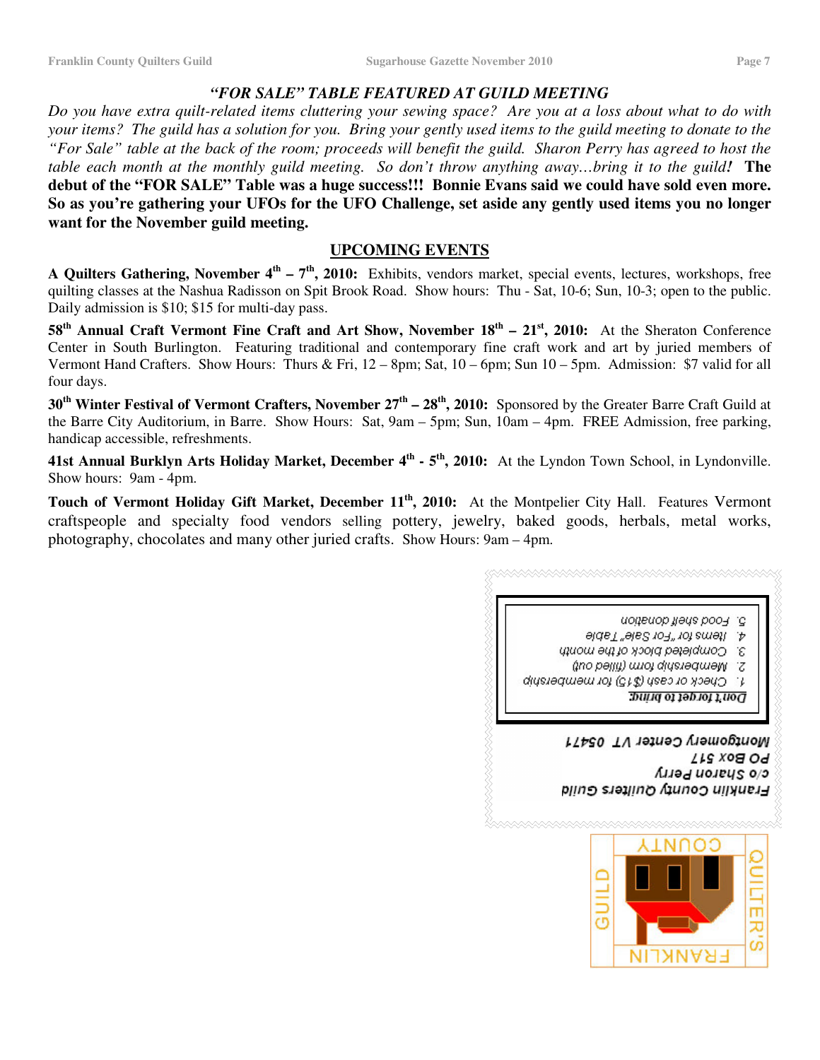### *"FOR SALE" TABLE FEATURED AT GUILD MEETING*

*Do you have extra quilt-related items cluttering your sewing space? Are you at a loss about what to do with your items? The guild has a solution for you. Bring your gently used items to the guild meeting to donate to the "For Sale" table at the back of the room; proceeds will benefit the guild. Sharon Perry has agreed to host the table each month at the monthly guild meeting. So don't throw anything away…bring it to the guild!* **The debut of the "FOR SALE" Table was a huge success!!! Bonnie Evans said we could have sold even more. So as you're gathering your UFOs for the UFO Challenge, set aside any gently used items you no longer want for the November guild meeting.**

## UPCOMING EVENTS

**A Quilters Gathering, November 4th – 7th, 2010:** Exhibits, vendors market, special events, lectures, workshops, free quilting classes at the Nashua Radisson on Spit Brook Road. Show hours: Thu - Sat, 10-6; Sun, 10-3; open to the public. Daily admission is $10; $15 for multi-day pass.

**58th Annual Craft Vermont Fine Craft and Art Show, November 18th – 21st, 2010:** At the Sheraton Conference Center in South Burlington. Featuring traditional and contemporary fine craft work and art by juried members of Vermont Hand Crafters. Show Hours: Thurs & Fri, 12 – 8pm; Sat, 10 – 6pm; Sun 10 – 5pm. Admission: $7 valid for all four days.

**30th Winter Festival of Vermont Crafters, November 27th – 28th, 2010:** Sponsored by the Greater Barre Craft Guild at the Barre City Auditorium, in Barre. Show Hours: Sat, 9am – 5pm; Sun, 10am – 4pm. FREE Admission, free parking, handicap accessible, refreshments.

**41st Annual Burklyn Arts Holiday Market, December 4th - 5th, 2010:** At the Lyndon Town School, in Lyndonville. Show hours: 9am - 4pm.

**Touch of Vermont Holiday Gift Market, December 11th, 2010:** At the Montpelier City Hall. Features Vermont craftspeople and specialty food vendors selling pottery, jewelry, baked goods, herbals, metal works, photography, chocolates and many other juried crafts. Show Hours: 9am – 4pm.

*Don't forget to bring:*
1. *Check or cash ($15) for membership*
2. *Membership form (filled out)*
3. *Completed block of the month*
4. *Items for "For Sale" Table*
5. *Food shelf donation*

Franklin County Quilters Guild
c/o Sharon Perry
PO Box 517
Montgomery Center VT 05471

FRANKLIN COUNTY QUILTER'S GUILD